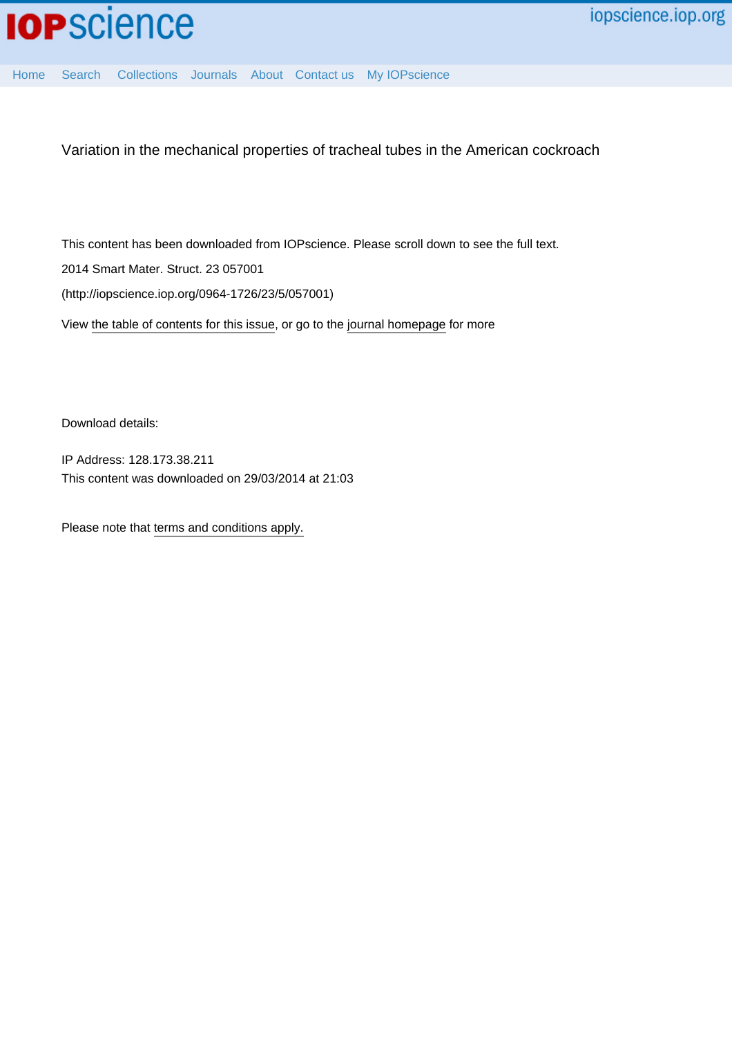# Variation in the mechanical properties of tracheal tubes in the American cockroach

This content has been downloaded from IOPscience. Please scroll down to see the full text.

2014 Smart Mater. Struct. 23 057001

(http://iopscience.iop.org/0964-1726/23/5/057001)

View the table of contents for this issue, or go to the journal homepage for more

Download details:

IP Address: 128.173.38.211

This content was downloaded on 29/03/2014 at 21:03

Please note that terms and conditions apply.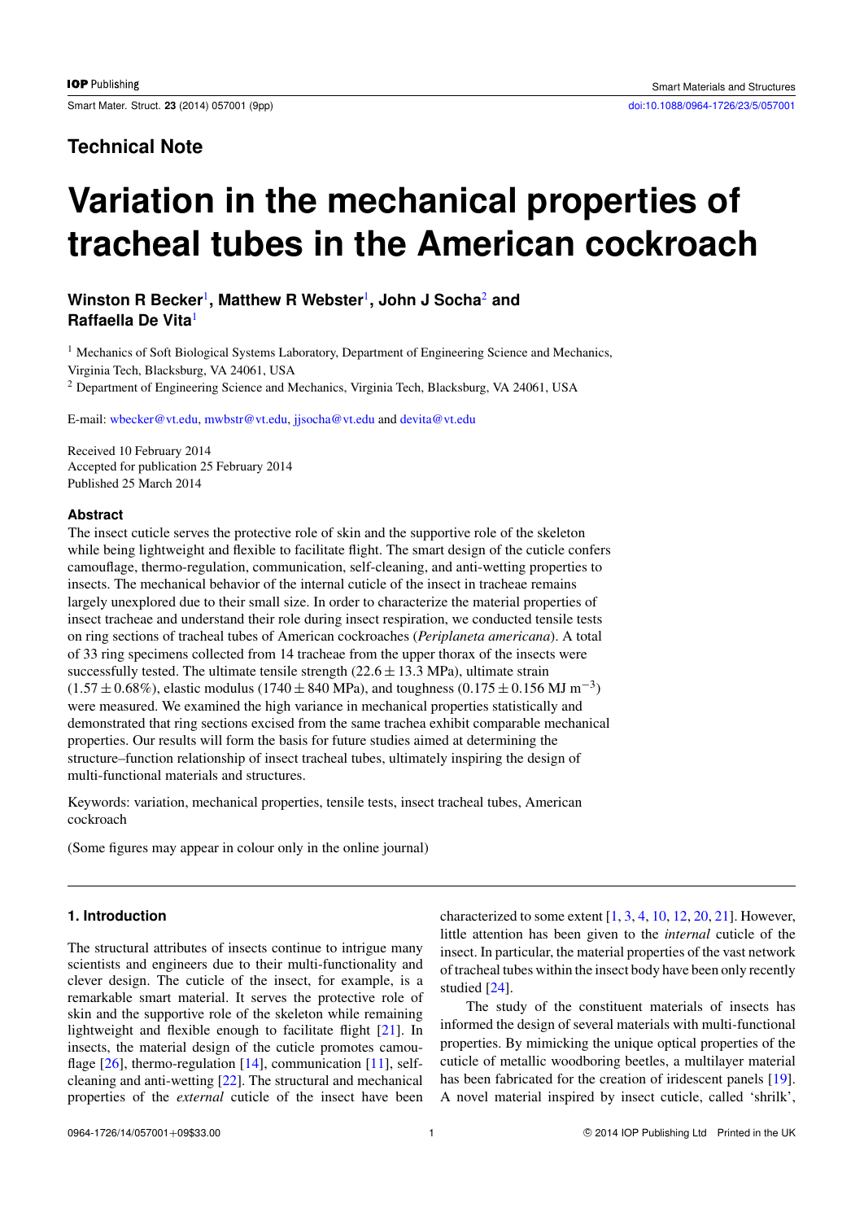## Technical Note

# Variation in the mechanical properties of tracheal tubes in the American cockroach

**Winston R Becker[1], Matthew R Webster[1], John J Socha[2] and Raffaella De Vita[1]**

[1] Mechanics of Soft Biological Systems Laboratory, Department of Engineering Science and Mechanics, Virginia Tech, Blacksburg, VA 24061, USA

[2] Department of Engineering Science and Mechanics, Virginia Tech, Blacksburg, VA 24061, USA

E-mail: wbecker@vt.edu, mwbstr@vt.edu, jjsocha@vt.edu and devita@vt.edu

Received 10 February 2014
Accepted for publication 25 February 2014
Published 25 March 2014

### Abstract

The insect cuticle serves the protective role of skin and the supportive role of the skeleton while being lightweight and flexible to facilitate flight. The smart design of the cuticle confers camouflage, thermo-regulation, communication, self-cleaning, and anti-wetting properties to insects. The mechanical behavior of the internal cuticle of the insect in tracheae remains largely unexplored due to their small size. In order to characterize the material properties of insect tracheae and understand their role during insect respiration, we conducted tensile tests on ring sections of tracheal tubes of American cockroaches (*Periplaneta americana*). A total of 33 ring specimens collected from 14 tracheae from the upper thorax of the insects were successfully tested. The ultimate tensile strength ($22.6 \pm 13.3$ MPa), ultimate strain ($1.57 \pm 0.68\%$), elastic modulus ($1740 \pm 840$ MPa), and toughness ($0.175 \pm 0.156$ MJ m$^{-3}$) were measured. We examined the high variance in mechanical properties statistically and demonstrated that ring sections excised from the same trachea exhibit comparable mechanical properties. Our results will form the basis for future studies aimed at determining the structure–function relationship of insect tracheal tubes, ultimately inspiring the design of multi-functional materials and structures.

Keywords: variation, mechanical properties, tensile tests, insect tracheal tubes, American cockroach

(Some figures may appear in colour only in the online journal)

## 1. Introduction

The structural attributes of insects continue to intrigue many scientists and engineers due to their multi-functionality and clever design. The cuticle of the insect, for example, is a remarkable smart material. It serves the protective role of skin and the supportive role of the skeleton while remaining lightweight and flexible enough to facilitate flight [21]. In insects, the material design of the cuticle promotes camouflage [26], thermo-regulation [14], communication [11], self-cleaning and anti-wetting [22]. The structural and mechanical properties of the *external* cuticle of the insect have been characterized to some extent [1, 3, 4, 10, 12, 20, 21]. However, little attention has been given to the *internal* cuticle of the insect. In particular, the material properties of the vast network of tracheal tubes within the insect body have been only recently studied [24].

The study of the constituent materials of insects has informed the design of several materials with multi-functional properties. By mimicking the unique optical properties of the cuticle of metallic woodboring beetles, a multilayer material has been fabricated for the creation of iridescent panels [19]. A novel material inspired by insect cuticle, called 'shrilk',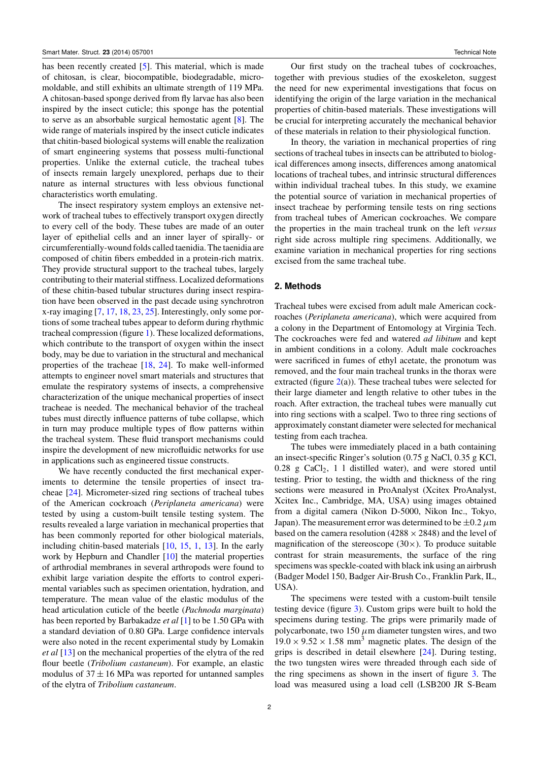has been recently created [5]. This material, which is made of chitosan, is clear, biocompatible, biodegradable, micromoldable, and still exhibits an ultimate strength of 119 MPa. A chitosan-based sponge derived from fly larvae has also been inspired by the insect cuticle; this sponge has the potential to serve as an absorbable surgical hemostatic agent [8]. The wide range of materials inspired by the insect cuticle indicates that chitin-based biological systems will enable the realization of smart engineering systems that possess multi-functional properties. Unlike the external cuticle, the tracheal tubes of insects remain largely unexplored, perhaps due to their nature as internal structures with less obvious functional characteristics worth emulating.

The insect respiratory system employs an extensive network of tracheal tubes to effectively transport oxygen directly to every cell of the body. These tubes are made of an outer layer of epithelial cells and an inner layer of spirally- or circumferentially-wound folds called taenidia. The taenidia are composed of chitin fibers embedded in a protein-rich matrix. They provide structural support to the tracheal tubes, largely contributing to their material stiffness. Localized deformations of these chitin-based tubular structures during insect respiration have been observed in the past decade using synchrotron x-ray imaging [7, 17, 18, 23, 25]. Interestingly, only some portions of some tracheal tubes appear to deform during rhythmic tracheal compression (figure 1). These localized deformations, which contribute to the transport of oxygen within the insect body, may be due to variation in the structural and mechanical properties of the tracheae [18, 24]. To make well-informed attempts to engineer novel smart materials and structures that emulate the respiratory systems of insects, a comprehensive characterization of the unique mechanical properties of insect tracheae is needed. The mechanical behavior of the tracheal tubes must directly influence patterns of tube collapse, which in turn may produce multiple types of flow patterns within the tracheal system. These fluid transport mechanisms could inspire the development of new microfluidic networks for use in applications such as engineered tissue constructs.

We have recently conducted the first mechanical experiments to determine the tensile properties of insect tracheae [24]. Micrometer-sized ring sections of tracheal tubes of the American cockroach (*Periplaneta americana*) were tested by using a custom-built tensile testing system. The results revealed a large variation in mechanical properties that has been commonly reported for other biological materials, including chitin-based materials [10, 15, 1, 13]. In the early work by Hepburn and Chandler [10] the material properties of arthrodial membranes in several arthropods were found to exhibit large variation despite the efforts to control experimental variables such as specimen orientation, hydration, and temperature. The mean value of the elastic modulus of the head articulation cuticle of the beetle (*Pachnoda marginata*) has been reported by Barbakadze *et al* [1] to be 1.50 GPa with a standard deviation of 0.80 GPa. Large confidence intervals were also noted in the recent experimental study by Lomakin *et al* [13] on the mechanical properties of the elytra of the red flour beetle (*Tribolium castaneum*). For example, an elastic modulus of $37 \pm 16$ MPa was reported for untanned samples of the elytra of *Tribolium castaneum*.

Our first study on the tracheal tubes of cockroaches, together with previous studies of the exoskeleton, suggest the need for new experimental investigations that focus on identifying the origin of the large variation in the mechanical properties of chitin-based materials. These investigations will be crucial for interpreting accurately the mechanical behavior of these materials in relation to their physiological function.

In theory, the variation in mechanical properties of ring sections of tracheal tubes in insects can be attributed to biological differences among insects, differences among anatomical locations of tracheal tubes, and intrinsic structural differences within individual tracheal tubes. In this study, we examine the potential source of variation in mechanical properties of insect tracheae by performing tensile tests on ring sections from tracheal tubes of American cockroaches. We compare the properties in the main tracheal trunk on the left *versus* right side across multiple ring specimens. Additionally, we examine variation in mechanical properties for ring sections excised from the same tracheal tube.

## 2. Methods

Tracheal tubes were excised from adult male American cockroaches (*Periplaneta americana*), which were acquired from a colony in the Department of Entomology at Virginia Tech. The cockroaches were fed and watered *ad libitum* and kept in ambient conditions in a colony. Adult male cockroaches were sacrificed in fumes of ethyl acetate, the pronotum was removed, and the four main tracheal trunks in the thorax were extracted (figure 2(a)). These tracheal tubes were selected for their large diameter and length relative to other tubes in the roach. After extraction, the tracheal tubes were manually cut into ring sections with a scalpel. Two to three ring sections of approximately constant diameter were selected for mechanical testing from each trachea.

The tubes were immediately placed in a bath containing an insect-specific Ringer's solution (0.75 g NaCl, 0.35 g KCl, 0.28 g $CaCl_2$, 1 l distilled water), and were stored until testing. Prior to testing, the width and thickness of the ring sections were measured in ProAnalyst (Xcitex ProAnalyst, Xcitex Inc., Cambridge, MA, USA) using images obtained from a digital camera (Nikon D-5000, Nikon Inc., Tokyo, Japan). The measurement error was determined to be $\pm 0.2$ $\mu$m based on the camera resolution ($4288 \times 2848$) and the level of magnification of the stereoscope ($30\times$). To produce suitable contrast for strain measurements, the surface of the ring specimens was speckle-coated with black ink using an airbrush (Badger Model 150, Badger Air-Brush Co., Franklin Park, IL, USA).

The specimens were tested with a custom-built tensile testing device (figure 3). Custom grips were built to hold the specimens during testing. The grips were primarily made of polycarbonate, two 150 $\mu$m diameter tungsten wires, and two $19.0 \times 9.52 \times 1.58$ mm$^3$ magnetic plates. The design of the grips is described in detail elsewhere [24]. During testing, the two tungsten wires were threaded through each side of the ring specimens as shown in the insert of figure 3. The load was measured using a load cell (LSB200 JR S-Beam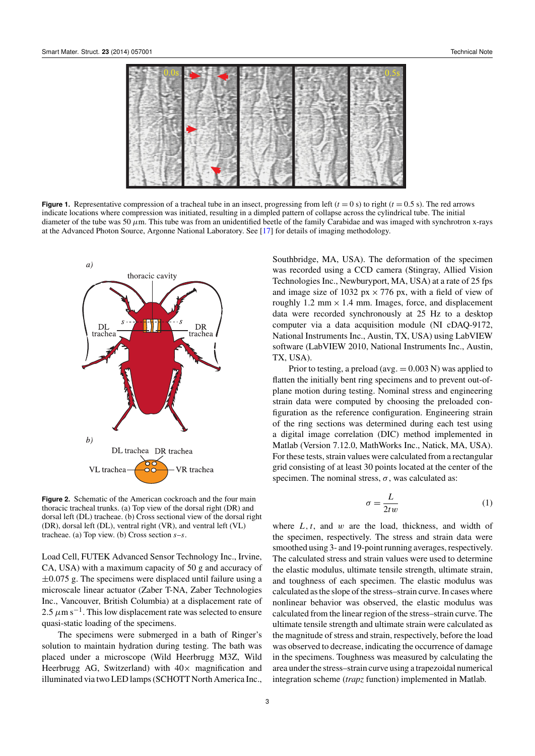**Figure 1.** Representative compression of a tracheal tube in an insect, progressing from left ($t = 0$ s) to right ($t = 0.5$ s). The red arrows indicate locations where compression was initiated, resulting in a dimpled pattern of collapse across the cylindrical tube. The initial diameter of the tube was 50 $\mu$m. This tube was from an unidentified beetle of the family Carabidae and was imaged with synchrotron x-rays at the Advanced Photon Source, Argonne National Laboratory. See [17] for details of imaging methodology.

**Figure 2.** Schematic of the American cockroach and the four main thoracic tracheal trunks. (a) Top view of the dorsal right (DR) and dorsal left (DL) tracheae. (b) Cross sectional view of the dorsal right (DR), dorsal left (DL), ventral right (VR), and ventral left (VL) tracheae. (a) Top view. (b) Cross section *s*–*s*.

Load Cell, FUTEK Advanced Sensor Technology Inc., Irvine, CA, USA) with a maximum capacity of 50 g and accuracy of ±0.075 g. The specimens were displaced until failure using a microscale linear actuator (Zaber T-NA, Zaber Technologies Inc., Vancouver, British Columbia) at a displacement rate of 2.5 $\mu$m s$^{-1}$. This low displacement rate was selected to ensure quasi-static loading of the specimens.

The specimens were submerged in a bath of Ringer's solution to maintain hydration during testing. The bath was placed under a microscope (Wild Heerbrugg M3Z, Wild Heerbrugg AG, Switzerland) with 40× magnification and illuminated via two LED lamps (SCHOTT North America Inc., Southbridge, MA, USA). The deformation of the specimen was recorded using a CCD camera (Stingray, Allied Vision Technologies Inc., Newburyport, MA, USA) at a rate of 25 fps and image size of 1032 px × 776 px, with a field of view of roughly 1.2 mm × 1.4 mm. Images, force, and displacement data were recorded synchronously at 25 Hz to a desktop computer via a data acquisition module (NI cDAQ-9172, National Instruments Inc., Austin, TX, USA) using LabVIEW software (LabVIEW 2010, National Instruments Inc., Austin, TX, USA).

Prior to testing, a preload (avg. = 0.003 N) was applied to flatten the initially bent ring specimens and to prevent out-of-plane motion during testing. Nominal stress and engineering strain data were computed by choosing the preloaded configuration as the reference configuration. Engineering strain of the ring sections was determined during each test using a digital image correlation (DIC) method implemented in Matlab (Version 7.12.0, MathWorks Inc., Natick, MA, USA). For these tests, strain values were calculated from a rectangular grid consisting of at least 30 points located at the center of the specimen. The nominal stress, $\sigma$, was calculated as:

$$\sigma = \frac{L}{2tw} \tag{1}$$

where $L$, $t$, and $w$ are the load, thickness, and width of the specimen, respectively. The stress and strain data were smoothed using 3- and 19-point running averages, respectively. The calculated stress and strain values were used to determine the elastic modulus, ultimate tensile strength, ultimate strain, and toughness of each specimen. The elastic modulus was calculated as the slope of the stress–strain curve. In cases where nonlinear behavior was observed, the elastic modulus was calculated from the linear region of the stress–strain curve. The ultimate tensile strength and ultimate strain were calculated as the magnitude of stress and strain, respectively, before the load was observed to decrease, indicating the occurrence of damage in the specimens. Toughness was measured by calculating the area under the stress–strain curve using a trapezoidal numerical integration scheme (*trapz* function) implemented in Matlab.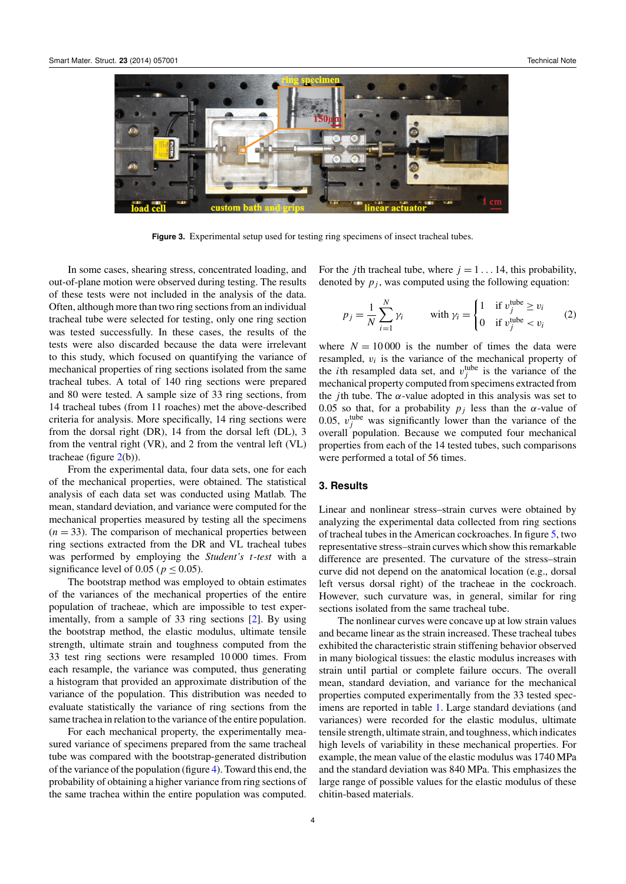Figure 3. Experimental setup used for testing ring specimens of insect tracheal tubes.

In some cases, shearing stress, concentrated loading, and out-of-plane motion were observed during testing. The results of these tests were not included in the analysis of the data. Often, although more than two ring sections from an individual tracheal tube were selected for testing, only one ring section was tested successfully. In these cases, the results of the tests were also discarded because the data were irrelevant to this study, which focused on quantifying the variance of mechanical properties of ring sections isolated from the same tracheal tubes. A total of 140 ring sections were prepared and 80 were tested. A sample size of 33 ring sections, from 14 tracheal tubes (from 11 roaches) met the above-described criteria for analysis. More specifically, 14 ring sections were from the dorsal right (DR), 14 from the dorsal left (DL), 3 from the ventral right (VR), and 2 from the ventral left (VL) tracheae (figure 2(b)).

From the experimental data, four data sets, one for each of the mechanical properties, were obtained. The statistical analysis of each data set was conducted using Matlab. The mean, standard deviation, and variance were computed for the mechanical properties measured by testing all the specimens ($n = 33$). The comparison of mechanical properties between ring sections extracted from the DR and VL tracheal tubes was performed by employing the *Student's t-test* with a significance level of 0.05 ($p \leq 0.05$).

The bootstrap method was employed to obtain estimates of the variances of the mechanical properties of the entire population of tracheae, which are impossible to test experimentally, from a sample of 33 ring sections [2]. By using the bootstrap method, the elastic modulus, ultimate tensile strength, ultimate strain and toughness computed from the 33 test ring sections were resampled 10 000 times. From each resample, the variance was computed, thus generating a histogram that provided an approximate distribution of the variance of the population. This distribution was needed to evaluate statistically the variance of ring sections from the same trachea in relation to the variance of the entire population.

For each mechanical property, the experimentally measured variance of specimens prepared from the same tracheal tube was compared with the bootstrap-generated distribution of the variance of the population (figure 4). Toward this end, the probability of obtaining a higher variance from ring sections of the same trachea within the entire population was computed. For the $j$th tracheal tube, where $j = 1 \ldots 14$, this probability, denoted by $p_j$, was computed using the following equation:

$$p_j = \frac{1}{N} \sum_{i=1}^{N} \gamma_i \qquad \text{with } \gamma_i = \begin{cases} 1 & \text{if } v_j^{\text{tube}} \geq v_i \\ 0 & \text{if } v_j^{\text{tube}} < v_i \end{cases} \qquad (2)$$

where $N = 10\,000$ is the number of times the data were resampled, $v_i$ is the variance of the mechanical property of the $i$th resampled data set, and $v_j^{\text{tube}}$ is the variance of the mechanical property computed from specimens extracted from the $j$th tube. The $\alpha$-value adopted in this analysis was set to 0.05 so that, for a probability $p_j$ less than the $\alpha$-value of 0.05, $v_j^{\text{tube}}$ was significantly lower than the variance of the overall population. Because we computed four mechanical properties from each of the 14 tested tubes, such comparisons were performed a total of 56 times.

## 3. Results

Linear and nonlinear stress–strain curves were obtained by analyzing the experimental data collected from ring sections of tracheal tubes in the American cockroaches. In figure 5, two representative stress–strain curves which show this remarkable difference are presented. The curvature of the stress–strain curve did not depend on the anatomical location (e.g., dorsal left versus dorsal right) of the tracheae in the cockroach. However, such curvature was, in general, similar for ring sections isolated from the same tracheal tube.

The nonlinear curves were concave up at low strain values and became linear as the strain increased. These tracheal tubes exhibited the characteristic strain stiffening behavior observed in many biological tissues: the elastic modulus increases with strain until partial or complete failure occurs. The overall mean, standard deviation, and variance for the mechanical properties computed experimentally from the 33 tested specimens are reported in table 1. Large standard deviations (and variances) were recorded for the elastic modulus, ultimate tensile strength, ultimate strain, and toughness, which indicates high levels of variability in these mechanical properties. For example, the mean value of the elastic modulus was 1740 MPa and the standard deviation was 840 MPa. This emphasizes the large range of possible values for the elastic modulus of these chitin-based materials.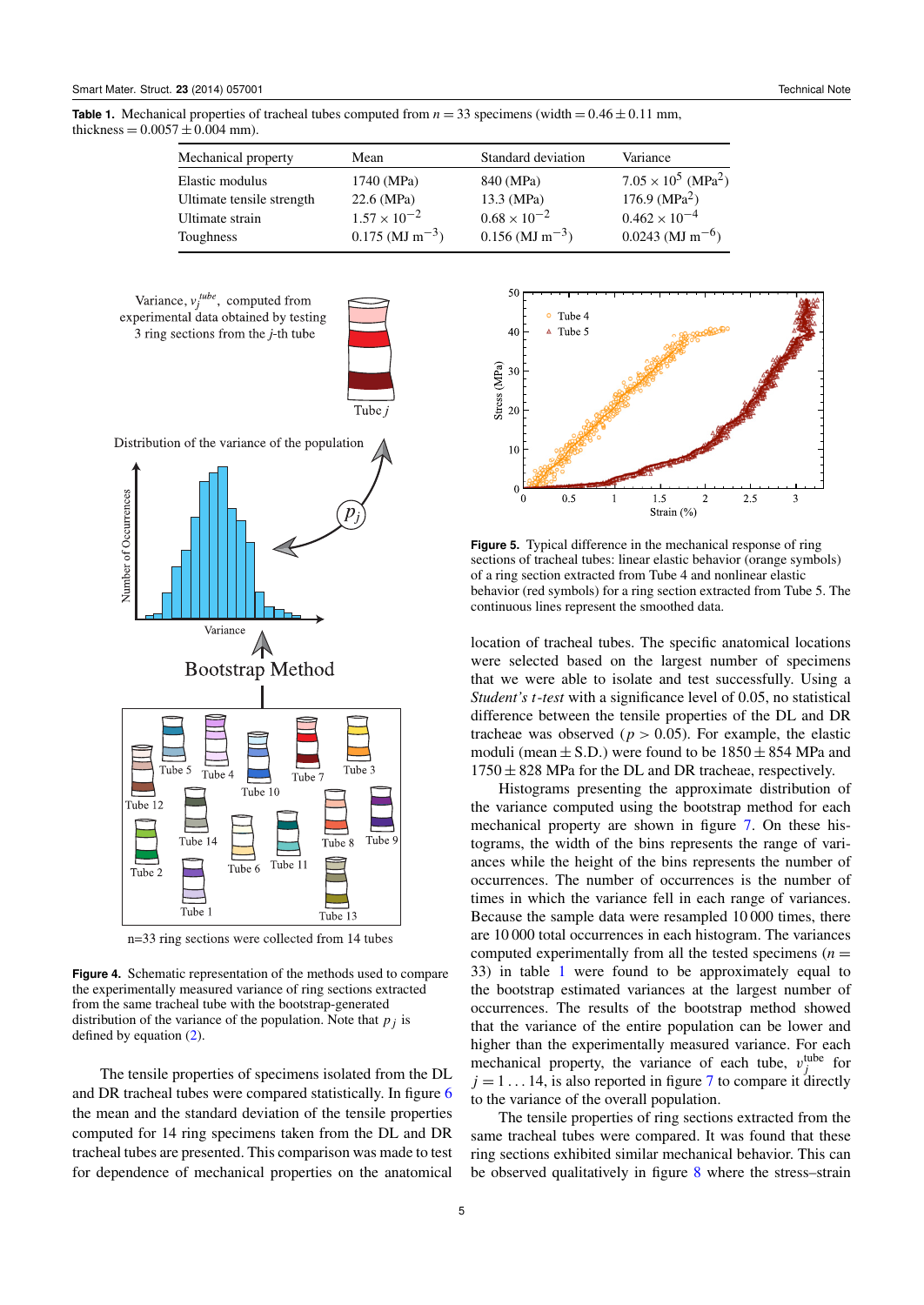**Table 1.** Mechanical properties of tracheal tubes computed from $n = 33$ specimens (width $= 0.46 \pm 0.11$ mm, thickness $= 0.0057 \pm 0.004$ mm).

| Mechanical property | Mean | Standard deviation | Variance |
|---|---|---|---|
| Elastic modulus | 1740 (MPa) | 840 (MPa) | $7.05 \times 10^5$ (MPa$^2$) |
| Ultimate tensile strength | 22.6 (MPa) | 13.3 (MPa) | 176.9 (MPa$^2$) |
| Ultimate strain | $1.57 \times 10^{-2}$ | $0.68 \times 10^{-2}$ | $0.462 \times 10^{-4}$ |
| Toughness | 0.175 (MJ m$^{-3}$) | 0.156 (MJ m$^{-3}$) | 0.0243 (MJ m$^{-6}$) |

**Figure 4.** Schematic representation of the methods used to compare the experimentally measured variance of ring sections extracted from the same tracheal tube with the bootstrap-generated distribution of the variance of the population. Note that $p_j$ is defined by equation (2).

**Figure 5.** Typical difference in the mechanical response of ring sections of tracheal tubes: linear elastic behavior (orange symbols) of a ring section extracted from Tube 4 and nonlinear elastic behavior (red symbols) for a ring section extracted from Tube 5. The continuous lines represent the smoothed data.

The tensile properties of specimens isolated from the DL and DR tracheal tubes were compared statistically. In figure 6 the mean and the standard deviation of the tensile properties computed for 14 ring specimens taken from the DL and DR tracheal tubes are presented. This comparison was made to test for dependence of mechanical properties on the anatomical location of tracheal tubes. The specific anatomical locations were selected based on the largest number of specimens that we were able to isolate and test successfully. Using a *Student's t-test* with a significance level of 0.05, no statistical difference between the tensile properties of the DL and DR tracheae was observed ($p > 0.05$). For example, the elastic moduli (mean $\pm$ S.D.) were found to be $1850 \pm 854$ MPa and $1750 \pm 828$ MPa for the DL and DR tracheae, respectively.

Histograms presenting the approximate distribution of the variance computed using the bootstrap method for each mechanical property are shown in figure 7. On these histograms, the width of the bins represents the range of variances while the height of the bins represents the number of occurrences. The number of occurrences is the number of times in which the variance fell in each range of variances. Because the sample data were resampled 10 000 times, there are 10 000 total occurrences in each histogram. The variances computed experimentally from all the tested specimens ($n = 33$) in table 1 were found to be approximately equal to the bootstrap estimated variances at the largest number of occurrences. The results of the bootstrap method showed that the variance of the entire population can be lower and higher than the experimentally measured variance. For each mechanical property, the variance of each tube, $v_j^{\text{tube}}$ for $j = 1 \ldots 14$, is also reported in figure 7 to compare it directly to the variance of the overall population.

The tensile properties of ring sections extracted from the same tracheal tubes were compared. It was found that these ring sections exhibited similar mechanical behavior. This can be observed qualitatively in figure 8 where the stress–strain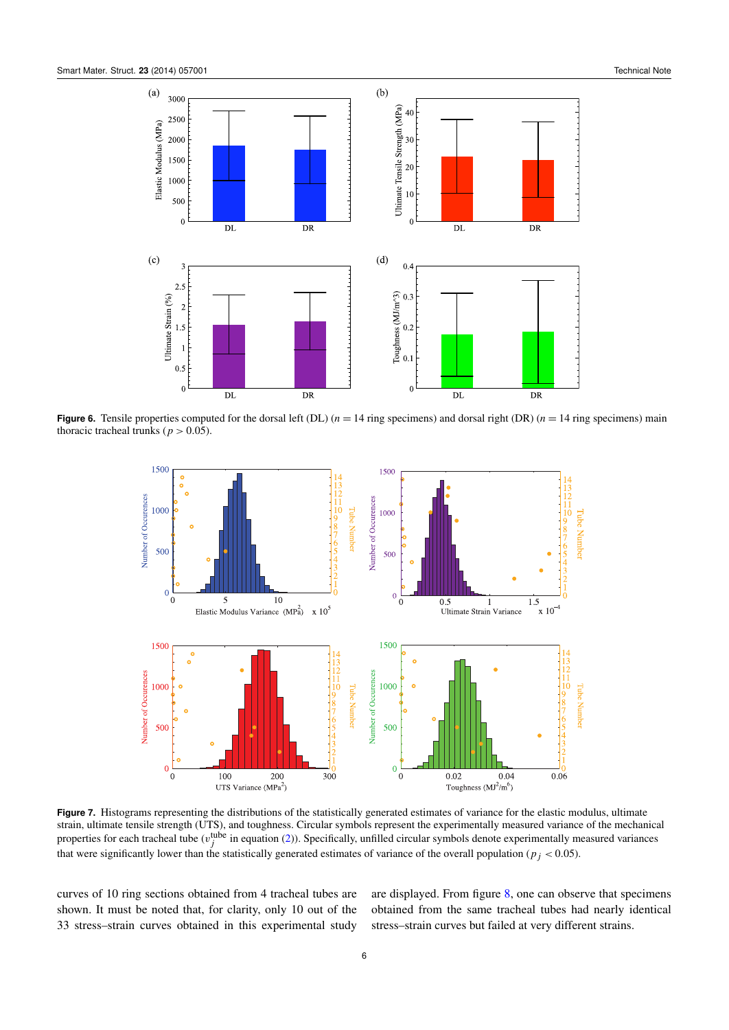**Figure 6.** Tensile properties computed for the dorsal left (DL) ($n = 14$ ring specimens) and dorsal right (DR) ($n = 14$ ring specimens) main thoracic tracheal trunks ($p > 0.05$).

**Figure 7.** Histograms representing the distributions of the statistically generated estimates of variance for the elastic modulus, ultimate strain, ultimate tensile strength (UTS), and toughness. Circular symbols represent the experimentally measured variance of the mechanical properties for each tracheal tube ($v_j^{\text{tube}}$ in equation (2)). Specifically, unfilled circular symbols denote experimentally measured variances that were significantly lower than the statistically generated estimates of variance of the overall population ($p_j < 0.05$).

curves of 10 ring sections obtained from 4 tracheal tubes are shown. It must be noted that, for clarity, only 10 out of the 33 stress–strain curves obtained in this experimental study are displayed. From figure 8, one can observe that specimens obtained from the same tracheal tubes had nearly identical stress–strain curves but failed at very different strains.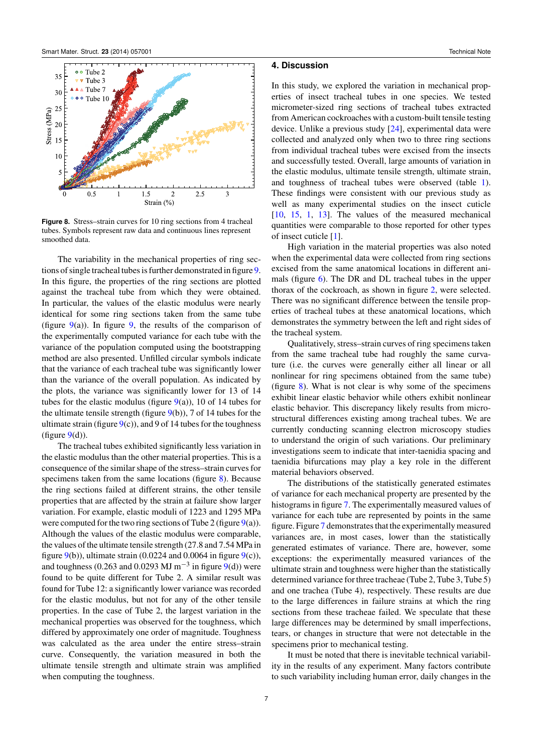Figure 8. Stress–strain curves for 10 ring sections from 4 tracheal tubes. Symbols represent raw data and continuous lines represent smoothed data.

The variability in the mechanical properties of ring sections of single tracheal tubes is further demonstrated in figure 9. In this figure, the properties of the ring sections are plotted against the tracheal tube from which they were obtained. In particular, the values of the elastic modulus were nearly identical for some ring sections taken from the same tube (figure 9(a)). In figure 9, the results of the comparison of the experimentally computed variance for each tube with the variance of the population computed using the bootstrapping method are also presented. Unfilled circular symbols indicate that the variance of each tracheal tube was significantly lower than the variance of the overall population. As indicated by the plots, the variance was significantly lower for 13 of 14 tubes for the elastic modulus (figure 9(a)), 10 of 14 tubes for the ultimate tensile strength (figure 9(b)), 7 of 14 tubes for the ultimate strain (figure 9(c)), and 9 of 14 tubes for the toughness (figure 9(d)).

The tracheal tubes exhibited significantly less variation in the elastic modulus than the other material properties. This is a consequence of the similar shape of the stress–strain curves for specimens taken from the same locations (figure 8). Because the ring sections failed at different strains, the other tensile properties that are affected by the strain at failure show larger variation. For example, elastic moduli of 1223 and 1295 MPa were computed for the two ring sections of Tube 2 (figure 9(a)). Although the values of the elastic modulus were comparable, the values of the ultimate tensile strength (27.8 and 7.54 MPa in figure 9(b)), ultimate strain (0.0224 and 0.0064 in figure 9(c)), and toughness (0.263 and 0.0293 MJ $m^{-3}$ in figure 9(d)) were found to be quite different for Tube 2. A similar result was found for Tube 12: a significantly lower variance was recorded for the elastic modulus, but not for any of the other tensile properties. In the case of Tube 2, the largest variation in the mechanical properties was observed for the toughness, which differed by approximately one order of magnitude. Toughness was calculated as the area under the entire stress–strain curve. Consequently, the variation measured in both the ultimate tensile strength and ultimate strain was amplified when computing the toughness.

## 4. Discussion

In this study, we explored the variation in mechanical properties of insect tracheal tubes in one species. We tested micrometer-sized ring sections of tracheal tubes extracted from American cockroaches with a custom-built tensile testing device. Unlike a previous study [24], experimental data were collected and analyzed only when two to three ring sections from individual tracheal tubes were excised from the insects and successfully tested. Overall, large amounts of variation in the elastic modulus, ultimate tensile strength, ultimate strain, and toughness of tracheal tubes were observed (table 1). These findings were consistent with our previous study as well as many experimental studies on the insect cuticle [10, 15, 1, 13]. The values of the measured mechanical quantities were comparable to those reported for other types of insect cuticle [1].

High variation in the material properties was also noted when the experimental data were collected from ring sections excised from the same anatomical locations in different animals (figure 6). The DR and DL tracheal tubes in the upper thorax of the cockroach, as shown in figure 2, were selected. There was no significant difference between the tensile properties of tracheal tubes at these anatomical locations, which demonstrates the symmetry between the left and right sides of the tracheal system.

Qualitatively, stress–strain curves of ring specimens taken from the same tracheal tube had roughly the same curvature (i.e. the curves were generally either all linear or all nonlinear for ring specimens obtained from the same tube) (figure 8). What is not clear is why some of the specimens exhibit linear elastic behavior while others exhibit nonlinear elastic behavior. This discrepancy likely results from microstructural differences existing among tracheal tubes. We are currently conducting scanning electron microscopy studies to understand the origin of such variations. Our preliminary investigations seem to indicate that inter-taenidia spacing and taenidia bifurcations may play a key role in the different material behaviors observed.

The distributions of the statistically generated estimates of variance for each mechanical property are presented by the histograms in figure 7. The experimentally measured values of variance for each tube are represented by points in the same figure. Figure 7 demonstrates that the experimentally measured variances are, in most cases, lower than the statistically generated estimates of variance. There are, however, some exceptions: the experimentally measured variances of the ultimate strain and toughness were higher than the statistically determined variance for three tracheae (Tube 2, Tube 3, Tube 5) and one trachea (Tube 4), respectively. These results are due to the large differences in failure strains at which the ring sections from these tracheae failed. We speculate that these large differences may be determined by small imperfections, tears, or changes in structure that were not detectable in the specimens prior to mechanical testing.

It must be noted that there is inevitable technical variability in the results of any experiment. Many factors contribute to such variability including human error, daily changes in the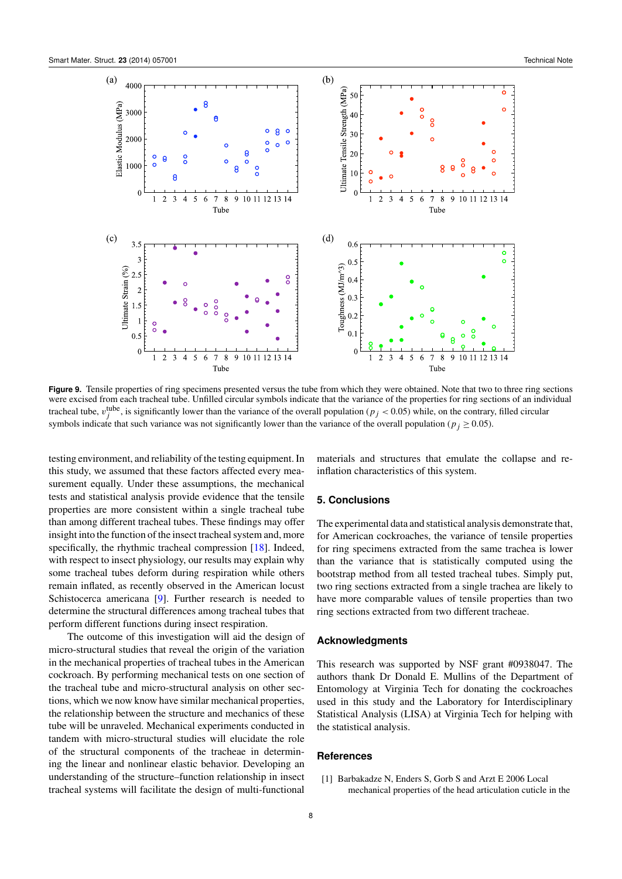**Figure 9.** Tensile properties of ring specimens presented versus the tube from which they were obtained. Note that two to three ring sections were excised from each tracheal tube. Unfilled circular symbols indicate that the variance of the properties for ring sections of an individual tracheal tube, $v_j^{\text{tube}}$, is significantly lower than the variance of the overall population ($p_j < 0.05$) while, on the contrary, filled circular symbols indicate that such variance was not significantly lower than the variance of the overall population ($p_j \geq 0.05$).

testing environment, and reliability of the testing equipment. In this study, we assumed that these factors affected every measurement equally. Under these assumptions, the mechanical tests and statistical analysis provide evidence that the tensile properties are more consistent within a single tracheal tube than among different tracheal tubes. These findings may offer insight into the function of the insect tracheal system and, more specifically, the rhythmic tracheal compression [18]. Indeed, with respect to insect physiology, our results may explain why some tracheal tubes deform during respiration while others remain inflated, as recently observed in the American locust Schistocerca americana [9]. Further research is needed to determine the structural differences among tracheal tubes that perform different functions during insect respiration.

The outcome of this investigation will aid the design of micro-structural studies that reveal the origin of the variation in the mechanical properties of tracheal tubes in the American cockroach. By performing mechanical tests on one section of the tracheal tube and micro-structural analysis on other sections, which we now know have similar mechanical properties, the relationship between the structure and mechanics of these tube will be unraveled. Mechanical experiments conducted in tandem with micro-structural studies will elucidate the role of the structural components of the tracheae in determining the linear and nonlinear elastic behavior. Developing an understanding of the structure–function relationship in insect tracheal systems will facilitate the design of multi-functional materials and structures that emulate the collapse and re-inflation characteristics of this system.

## 5. Conclusions

The experimental data and statistical analysis demonstrate that, for American cockroaches, the variance of tensile properties for ring specimens extracted from the same trachea is lower than the variance that is statistically computed using the bootstrap method from all tested tracheal tubes. Simply put, two ring sections extracted from a single trachea are likely to have more comparable values of tensile properties than two ring sections extracted from two different tracheae.

## Acknowledgments

This research was supported by NSF grant #0938047. The authors thank Dr Donald E. Mullins of the Department of Entomology at Virginia Tech for donating the cockroaches used in this study and the Laboratory for Interdisciplinary Statistical Analysis (LISA) at Virginia Tech for helping with the statistical analysis.

## References

[1] Barbakadze N, Enders S, Gorb S and Arzt E 2006 Local mechanical properties of the head articulation cuticle in the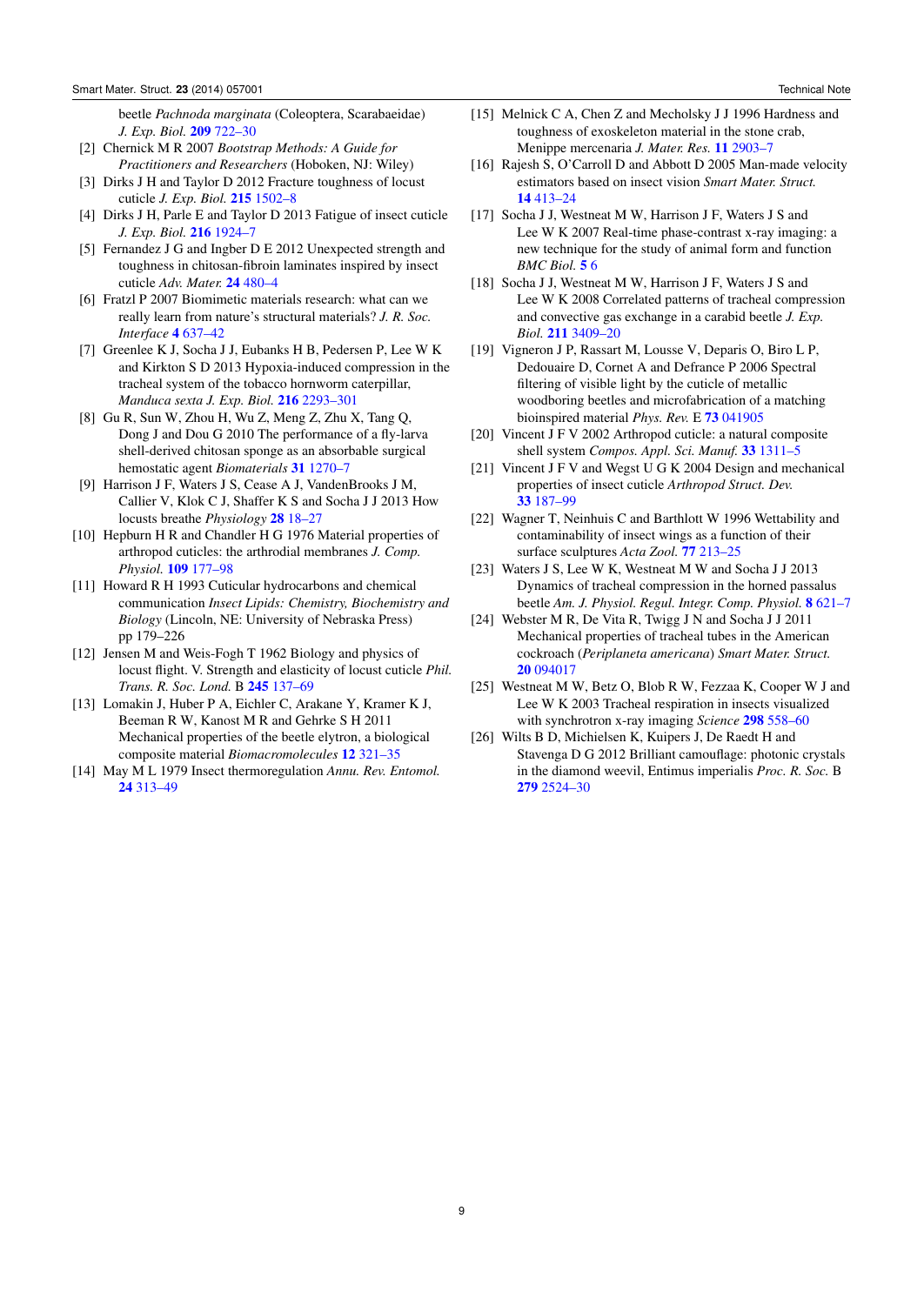beetle *Pachnoda marginata* (Coleoptera, Scarabaeidae) *J. Exp. Biol.* **209** 722–30

[2] Chernick M R 2007 *Bootstrap Methods: A Guide for Practitioners and Researchers* (Hoboken, NJ: Wiley)

[3] Dirks J H and Taylor D 2012 Fracture toughness of locust cuticle *J. Exp. Biol.* **215** 1502–8

[4] Dirks J H, Parle E and Taylor D 2013 Fatigue of insect cuticle *J. Exp. Biol.* **216** 1924–7

[5] Fernandez J G and Ingber D E 2012 Unexpected strength and toughness in chitosan-fibroin laminates inspired by insect cuticle *Adv. Mater.* **24** 480–4

[6] Fratzl P 2007 Biomimetic materials research: what can we really learn from nature's structural materials? *J. R. Soc. Interface* **4** 637–42

[7] Greenlee K J, Socha J J, Eubanks H B, Pedersen P, Lee W K and Kirkton S D 2013 Hypoxia-induced compression in the tracheal system of the tobacco hornworm caterpillar, *Manduca sexta J. Exp. Biol.* **216** 2293–301

[8] Gu R, Sun W, Zhou H, Wu Z, Meng Z, Zhu X, Tang Q, Dong J and Dou G 2010 The performance of a fly-larva shell-derived chitosan sponge as an absorbable surgical hemostatic agent *Biomaterials* **31** 1270–7

[9] Harrison J F, Waters J S, Cease A J, VandenBrooks J M, Callier V, Klok C J, Shaffer K S and Socha J J 2013 How locusts breathe *Physiology* **28** 18–27

[10] Hepburn H R and Chandler H G 1976 Material properties of arthropod cuticles: the arthrodial membranes *J. Comp. Physiol.* **109** 177–98

[11] Howard R H 1993 Cuticular hydrocarbons and chemical communication *Insect Lipids: Chemistry, Biochemistry and Biology* (Lincoln, NE: University of Nebraska Press) pp 179–226

[12] Jensen M and Weis-Fogh T 1962 Biology and physics of locust flight. V. Strength and elasticity of locust cuticle *Phil. Trans. R. Soc. Lond.* B **245** 137–69

[13] Lomakin J, Huber P A, Eichler C, Arakane Y, Kramer K J, Beeman R W, Kanost M R and Gehrke S H 2011 Mechanical properties of the beetle elytron, a biological composite material *Biomacromolecules* **12** 321–35

[14] May M L 1979 Insect thermoregulation *Annu. Rev. Entomol.* **24** 313–49

[15] Melnick C A, Chen Z and Mecholsky J J 1996 Hardness and toughness of exoskeleton material in the stone crab, Menippe mercenaria *J. Mater. Res.* **11** 2903–7

[16] Rajesh S, O'Carroll D and Abbott D 2005 Man-made velocity estimators based on insect vision *Smart Mater. Struct.* **14** 413–24

[17] Socha J J, Westneat M W, Harrison J F, Waters J S and Lee W K 2007 Real-time phase-contrast x-ray imaging: a new technique for the study of animal form and function *BMC Biol.* **5** 6

[18] Socha J J, Westneat M W, Harrison J F, Waters J S and Lee W K 2008 Correlated patterns of tracheal compression and convective gas exchange in a carabid beetle *J. Exp. Biol.* **211** 3409–20

[19] Vigneron J P, Rassart M, Lousse V, Deparis O, Biro L P, Dedouaire D, Cornet A and Defrance P 2006 Spectral filtering of visible light by the cuticle of metallic woodboring beetles and microfabrication of a matching bioinspired material *Phys. Rev.* E **73** 041905

[20] Vincent J F V 2002 Arthropod cuticle: a natural composite shell system *Compos. Appl. Sci. Manuf.* **33** 1311–5

[21] Vincent J F V and Wegst U G K 2004 Design and mechanical properties of insect cuticle *Arthropod Struct. Dev.* **33** 187–99

[22] Wagner T, Neinhuis C and Barthlott W 1996 Wettability and contaminability of insect wings as a function of their surface sculptures *Acta Zool.* **77** 213–25

[23] Waters J S, Lee W K, Westneat M W and Socha J J 2013 Dynamics of tracheal compression in the horned passalus beetle *Am. J. Physiol. Regul. Integr. Comp. Physiol.* **8** 621–7

[24] Webster M R, De Vita R, Twigg J N and Socha J J 2011 Mechanical properties of tracheal tubes in the American cockroach (*Periplaneta americana*) *Smart Mater. Struct.* **20** 094017

[25] Westneat M W, Betz O, Blob R W, Fezzaa K, Cooper W J and Lee W K 2003 Tracheal respiration in insects visualized with synchrotron x-ray imaging *Science* **298** 558–60

[26] Wilts B D, Michielsen K, Kuipers J, De Raedt H and Stavenga D G 2012 Brilliant camouflage: photonic crystals in the diamond weevil, Entimus imperialis *Proc. R. Soc.* B **279** 2524–30